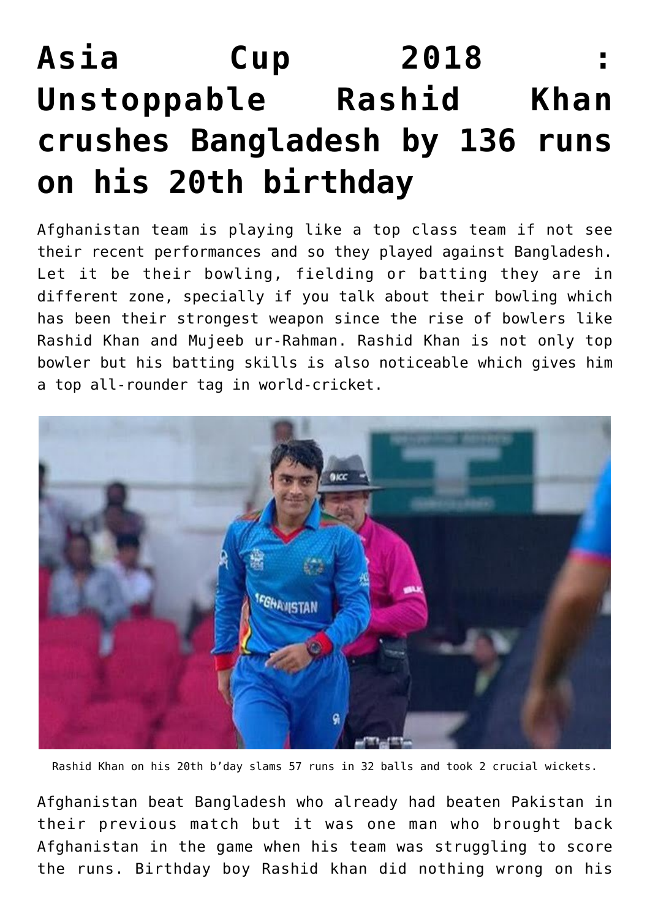# Asia Cup 2018 : Unstoppable Rashid Khan crushes Bangladesh by 136 runs on his 20th birthday

Afghanistan team is playing like a top class team if not see their recent performances and so they played against Bangladesh. Let it be their bowling, fielding or batting they are in different zone, specially if you talk about their bowling which has been their strongest weapon since the rise of bowlers like Rashid Khan and Mujeeb ur-Rahman. Rashid Khan is not only top bowler but his batting skills is also noticeable which gives him a top all-rounder tag in world-cricket.

Rashid Khan on his 20th b'day slams 57 runs in 32 balls and took 2 crucial wickets.

Afghanistan beat Bangladesh who already had beaten Pakistan in their previous match but it was one man who brought back Afghanistan in the game when his team was struggling to score the runs. Birthday boy Rashid khan did nothing wrong on his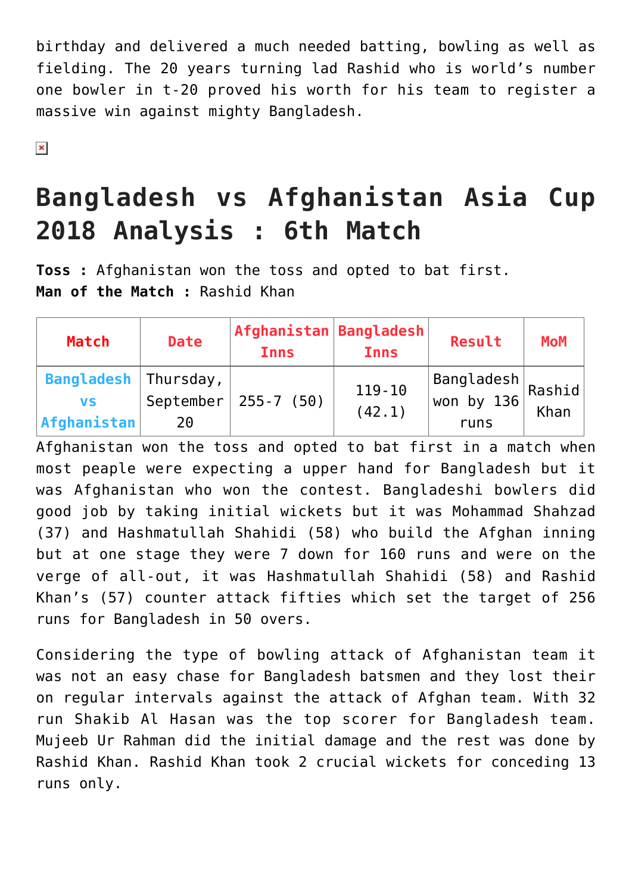birthday and delivered a much needed batting, bowling as well as fielding. The 20 years turning lad Rashid who is world's number one bowler in t-20 proved his worth for his team to register a massive win against mighty Bangladesh.

## Bangladesh vs Afghanistan Asia Cup 2018 Analysis : 6th Match

**Toss :** Afghanistan won the toss and opted to bat first.
**Man of the Match :** Rashid Khan

| Match | Date | Afghanistan Inns | Bangladesh Inns | Result | MoM |
|---|---|---|---|---|---|
| Bangladesh vs Afghanistan | Thursday, September 20 | 255-7 (50) | 119-10 (42.1) | Bangladesh won by 136 runs | Rashid Khan |

Afghanistan won the toss and opted to bat first in a match when most peaple were expecting a upper hand for Bangladesh but it was Afghanistan who won the contest. Bangladeshi bowlers did good job by taking initial wickets but it was Mohammad Shahzad (37) and Hashmatullah Shahidi (58) who build the Afghan inning but at one stage they were 7 down for 160 runs and were on the verge of all-out, it was Hashmatullah Shahidi (58) and Rashid Khan's (57) counter attack fifties which set the target of 256 runs for Bangladesh in 50 overs.

Considering the type of bowling attack of Afghanistan team it was not an easy chase for Bangladesh batsmen and they lost their on regular intervals against the attack of Afghan team. With 32 run Shakib Al Hasan was the top scorer for Bangladesh team. Mujeeb Ur Rahman did the initial damage and the rest was done by Rashid Khan. Rashid Khan took 2 crucial wickets for conceding 13 runs only.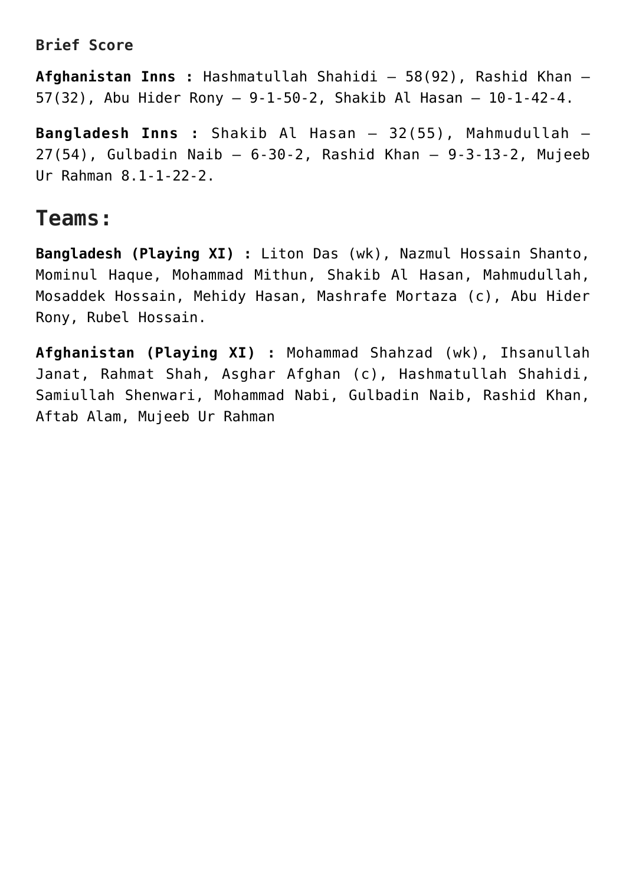**Brief Score**

**Afghanistan Inns :** Hashmatullah Shahidi – 58(92), Rashid Khan – 57(32), Abu Hider Rony – 9-1-50-2, Shakib Al Hasan – 10-1-42-4.

**Bangladesh Inns :** Shakib Al Hasan – 32(55), Mahmudullah – 27(54), Gulbadin Naib – 6-30-2, Rashid Khan – 9-3-13-2, Mujeeb Ur Rahman 8.1-1-22-2.

## Teams:

**Bangladesh (Playing XI) :** Liton Das (wk), Nazmul Hossain Shanto, Mominul Haque, Mohammad Mithun, Shakib Al Hasan, Mahmudullah, Mosaddek Hossain, Mehidy Hasan, Mashrafe Mortaza (c), Abu Hider Rony, Rubel Hossain.

**Afghanistan (Playing XI) :** Mohammad Shahzad (wk), Ihsanullah Janat, Rahmat Shah, Asghar Afghan (c), Hashmatullah Shahidi, Samiullah Shenwari, Mohammad Nabi, Gulbadin Naib, Rashid Khan, Aftab Alam, Mujeeb Ur Rahman